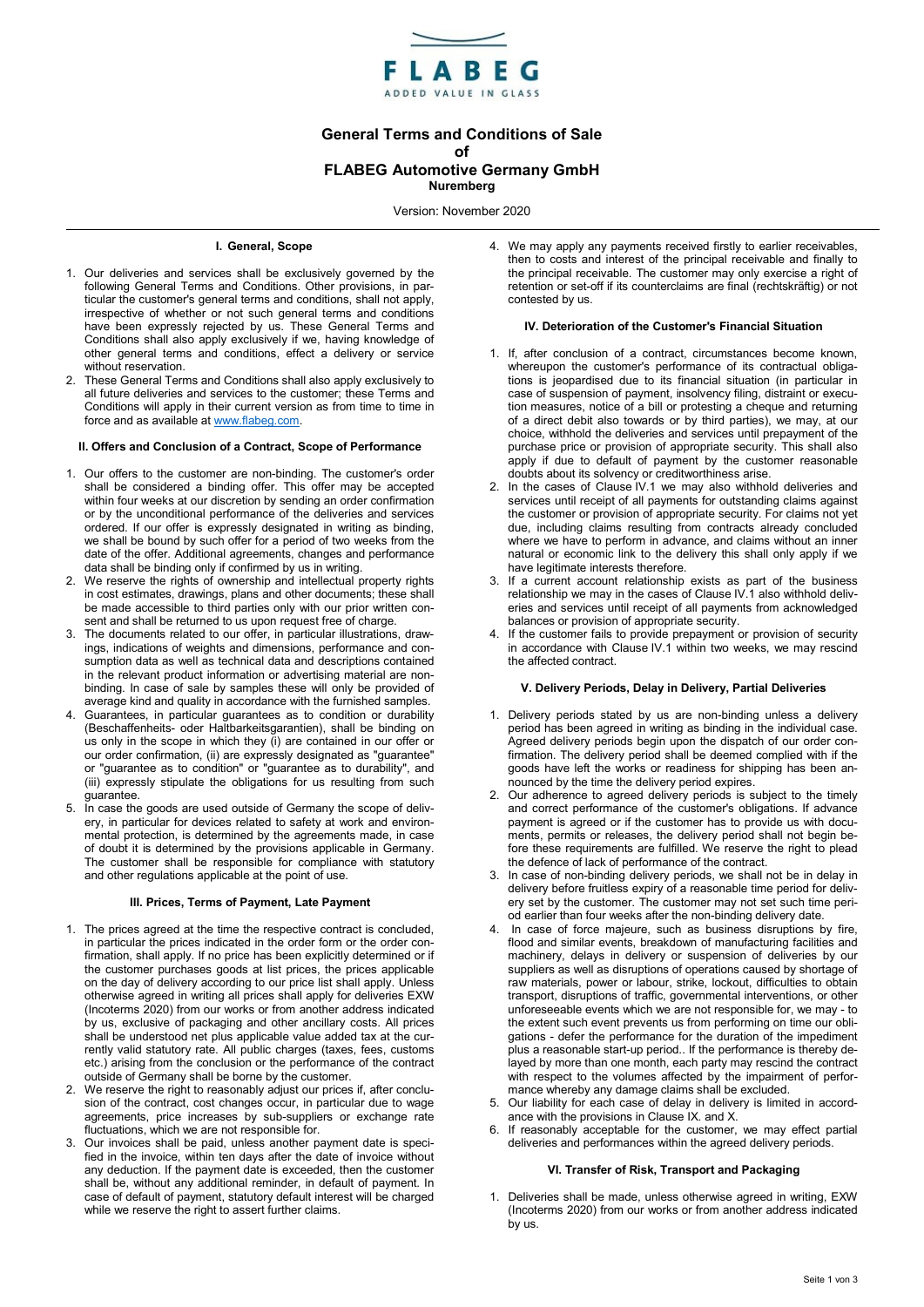FLABEG

ADDED VALUE IN GLASS

# General Terms and Conditions of Sale of FLABEG Automotive Germany GmbH

**Nuremberg**

Version: November 2020

## I. General, Scope

1. Our deliveries and services shall be exclusively governed by the following General Terms and Conditions. Other provisions, in particular the customer's general terms and conditions, shall not apply, irrespective of whether or not such general terms and conditions have been expressly rejected by us. These General Terms and Conditions shall also apply exclusively if we, having knowledge of other general terms and conditions, effect a delivery or service without reservation.
2. These General Terms and Conditions shall also apply exclusively to all future deliveries and services to the customer; these Terms and Conditions will apply in their current version as from time to time in force and as available at www.flabeg.com.

## II. Offers and Conclusion of a Contract, Scope of Performance

1. Our offers to the customer are non-binding. The customer's order shall be considered a binding offer. This offer may be accepted within four weeks at our discretion by sending an order confirmation or by the unconditional performance of the deliveries and services ordered. If our offer is expressly designated in writing as binding, we shall be bound by such offer for a period of two weeks from the date of the offer. Additional agreements, changes and performance data shall be binding only if confirmed by us in writing.
2. We reserve the rights of ownership and intellectual property rights in cost estimates, drawings, plans and other documents; these shall be made accessible to third parties only with our prior written consent and shall be returned to us upon request free of charge.
3. The documents related to our offer, in particular illustrations, drawings, indications of weights and dimensions, performance and consumption data as well as technical data and descriptions contained in the relevant product information or advertising material are non-binding. In case of sale by samples these will only be provided of average kind and quality in accordance with the furnished samples.
4. Guarantees, in particular guarantees as to condition or durability (Beschaffenheits- oder Haltbarkeitsgarantien), shall be binding on us only in the scope in which they (i) are contained in our offer or our order confirmation, (ii) are expressly designated as "guarantee" or "guarantee as to condition" or "guarantee as to durability", and (iii) expressly stipulate the obligations for us resulting from such guarantee.
5. In case the goods are used outside of Germany the scope of delivery, in particular for devices related to safety at work and environmental protection, is determined by the agreements made, in case of doubt it is determined by the provisions applicable in Germany. The customer shall be responsible for compliance with statutory and other regulations applicable at the point of use.

## III. Prices, Terms of Payment, Late Payment

1. The prices agreed at the time the respective contract is concluded, in particular the prices indicated in the order form or the order confirmation, shall apply. If no price has been explicitly determined or if the customer purchases goods at list prices, the prices applicable on the day of delivery according to our price list shall apply. Unless otherwise agreed in writing all prices shall apply for deliveries EXW (Incoterms 2020) from our works or from another address indicated by us, exclusive of packaging and other ancillary costs. All prices shall be understood net plus applicable value added tax at the currently valid statutory rate. All public charges (taxes, fees, customs etc.) arising from the conclusion or the performance of the contract outside of Germany shall be borne by the customer.
2. We reserve the right to reasonably adjust our prices if, after conclusion of the contract, cost changes occur, in particular due to wage agreements, price increases by sub-suppliers or exchange rate fluctuations, which we are not responsible for.
3. Our invoices shall be paid, unless another payment date is specified in the invoice, within ten days after the date of invoice without any deduction. If the payment date is exceeded, then the customer shall be, without any additional reminder, in default of payment. In case of default of payment, statutory default interest will be charged while we reserve the right to assert further claims.
4. We may apply any payments received firstly to earlier receivables, then to costs and interest of the principal receivable and finally to the principal receivable. The customer may only exercise a right of retention or set-off if its counterclaims are final (rechtskräftig) or not contested by us.

## IV. Deterioration of the Customer's Financial Situation

1. If, after conclusion of a contract, circumstances become known, whereupon the customer's performance of its contractual obligations is jeopardised due to its financial situation (in particular in case of suspension of payment, insolvency filing, distraint or execution measures, notice of a bill or protesting a cheque and returning of a direct debit also towards or by third parties), we may, at our choice, withhold the deliveries and services until prepayment of the purchase price or provision of appropriate security. This shall also apply if due to default of payment by the customer reasonable doubts about its solvency or creditworthiness arise.
2. In the cases of Clause IV.1 we may also withhold deliveries and services until receipt of all payments for outstanding claims against the customer or provision of appropriate security. For claims not yet due, including claims resulting from contracts already concluded where we have to perform in advance, and claims without an inner natural or economic link to the delivery this shall only apply if we have legitimate interests therefore.
3. If a current account relationship exists as part of the business relationship we may in the cases of Clause IV.1 also withhold deliveries and services until receipt of all payments from acknowledged balances or provision of appropriate security.
4. If the customer fails to provide prepayment or provision of security in accordance with Clause IV.1 within two weeks, we may rescind the affected contract.

## V. Delivery Periods, Delay in Delivery, Partial Deliveries

1. Delivery periods stated by us are non-binding unless a delivery period has been agreed in writing as binding in the individual case. Agreed delivery periods begin upon the dispatch of our order confirmation. The delivery period shall be deemed complied with if the goods have left the works or readiness for shipping has been announced by the time the delivery period expires.
2. Our adherence to agreed delivery periods is subject to the timely and correct performance of the customer's obligations. If advance payment is agreed or if the customer has to provide us with documents, permits or releases, the delivery period shall not begin before these requirements are fulfilled. We reserve the right to plead the defence of lack of performance of the contract.
3. In case of non-binding delivery periods, we shall not be in delay in delivery before fruitless expiry of a reasonable time period for delivery set by the customer. The customer may not set such time period earlier than four weeks after the non-binding delivery date.
4. In case of force majeure, such as business disruptions by fire, flood and similar events, breakdown of manufacturing facilities and machinery, delays in delivery or suspension of deliveries by our suppliers as well as disruptions of operations caused by shortage of raw materials, power or labour, strike, lockout, difficulties to obtain transport, disruptions of traffic, governmental interventions, or other unforeseeable events which we are not responsible for, we may - to the extent such event prevents us from performing on time our obligations - defer the performance for the duration of the impediment plus a reasonable start-up period.. If the performance is thereby delayed by more than one month, each party may rescind the contract with respect to the volumes affected by the impairment of performance whereby any damage claims shall be excluded.
5. Our liability for each case of delay in delivery is limited in accordance with the provisions in Clause IX. and X.
6. If reasonably acceptable for the customer, we may effect partial deliveries and performances within the agreed delivery periods.

## VI. Transfer of Risk, Transport and Packaging

1. Deliveries shall be made, unless otherwise agreed in writing, EXW (Incoterms 2020) from our works or from another address indicated by us.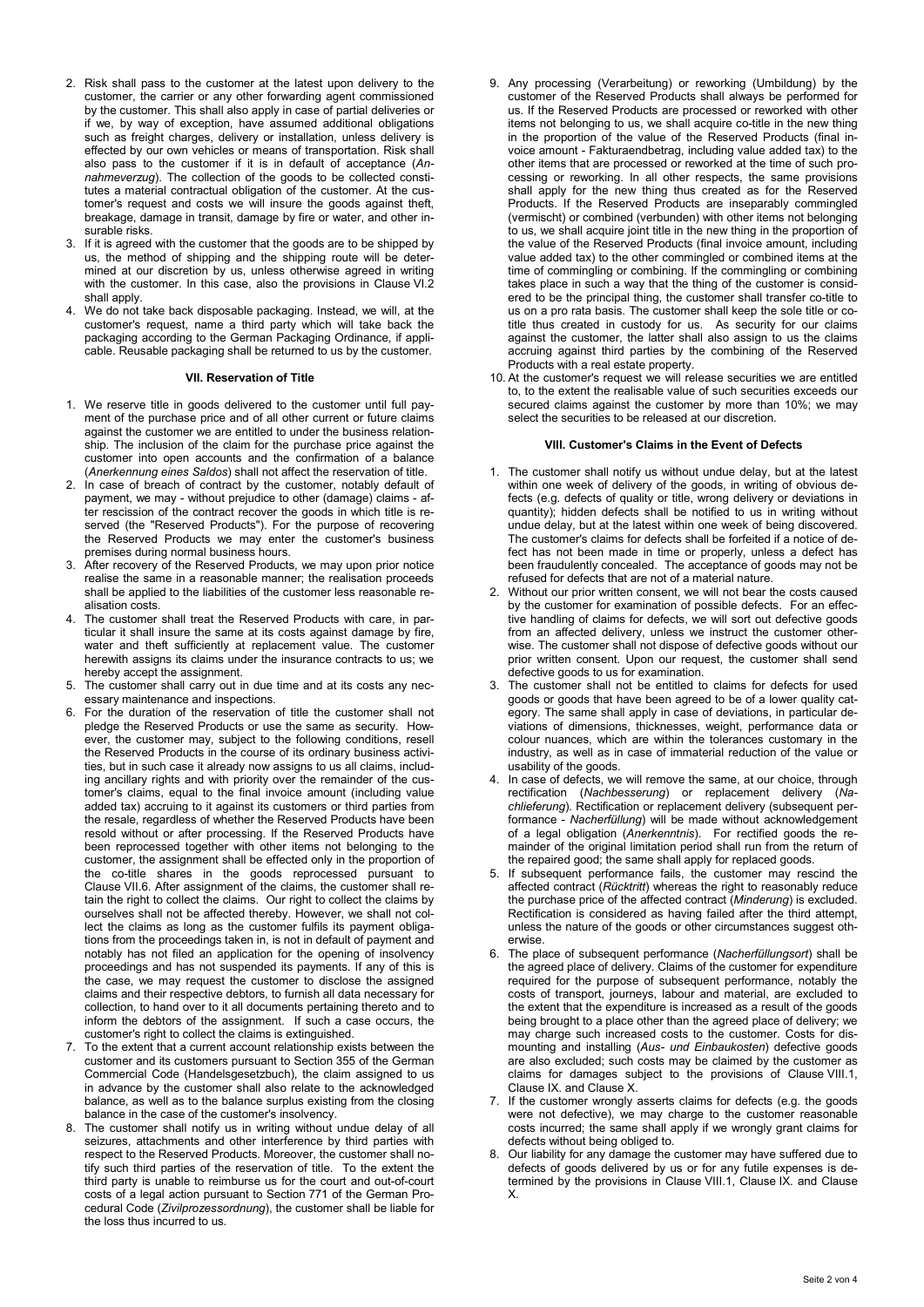2. Risk shall pass to the customer at the latest upon delivery to the customer, the carrier or any other forwarding agent commissioned by the customer. This shall also apply in case of partial deliveries or if we, by way of exception, have assumed additional obligations such as freight charges, delivery or installation, unless delivery is effected by our own vehicles or means of transportation. Risk shall also pass to the customer if it is in default of acceptance (*Annahmeverzug*). The collection of the goods to be collected constitutes a material contractual obligation of the customer. At the customer's request and costs we will insure the goods against theft, breakage, damage in transit, damage by fire or water, and other insurable risks.
3. If it is agreed with the customer that the goods are to be shipped by us, the method of shipping and the shipping route will be determined at our discretion by us, unless otherwise agreed in writing with the customer. In this case, also the provisions in Clause VI.2 shall apply.
4. We do not take back disposable packaging. Instead, we will, at the customer's request, name a third party which will take back the packaging according to the German Packaging Ordinance, if applicable. Reusable packaging shall be returned to us by the customer.

### VII. Reservation of Title

1. We reserve title in goods delivered to the customer until full payment of the purchase price and of all other current or future claims against the customer we are entitled to under the business relationship. The inclusion of the claim for the purchase price against the customer into open accounts and the confirmation of a balance (*Anerkennung eines Saldos*) shall not affect the reservation of title.
2. In case of breach of contract by the customer, notably default of payment, we may - without prejudice to other (damage) claims - after rescission of the contract recover the goods in which title is reserved (the "Reserved Products"). For the purpose of recovering the Reserved Products we may enter the customer's business premises during normal business hours.
3. After recovery of the Reserved Products, we may upon prior notice realise the same in a reasonable manner; the realisation proceeds shall be applied to the liabilities of the customer less reasonable realisation costs.
4. The customer shall treat the Reserved Products with care, in particular it shall insure the same at its costs against damage by fire, water and theft sufficiently at replacement value. The customer herewith assigns its claims under the insurance contracts to us; we hereby accept the assignment.
5. The customer shall carry out in due time and at its costs any necessary maintenance and inspections.
6. For the duration of the reservation of title the customer shall not pledge the Reserved Products or use the same as security. However, the customer may, subject to the following conditions, resell the Reserved Products in the course of its ordinary business activities, but in such case it already now assigns to us all claims, including ancillary rights and with priority over the remainder of the customer's claims, equal to the final invoice amount (including value added tax) accruing to it against its customers or third parties from the resale, regardless of whether the Reserved Products have been resold without or after processing. If the Reserved Products have been reprocessed together with other items not belonging to the customer, the assignment shall be effected only in the proportion of the co-title shares in the goods reprocessed pursuant to Clause VII.6. After assignment of the claims, the customer shall retain the right to collect the claims. Our right to collect the claims by ourselves shall not be affected thereby. However, we shall not collect the claims as long as the customer fulfils its payment obligations from the proceedings taken in, is not in default of payment and notably has not filed an application for the opening of insolvency proceedings and has not suspended its payments. If any of this is the case, we may request the customer to disclose the assigned claims and their respective debtors, to furnish all data necessary for collection, to hand over to it all documents pertaining thereto and to inform the debtors of the assignment. If such a case occurs, the customer's right to collect the claims is extinguished.
7. To the extent that a current account relationship exists between the customer and its customers pursuant to Section 355 of the German Commercial Code (Handelsgesetzbuch), the claim assigned to us in advance by the customer shall also relate to the acknowledged balance, as well as to the balance surplus existing from the closing balance in the case of the customer's insolvency.
8. The customer shall notify us in writing without undue delay of all seizures, attachments and other interference by third parties with respect to the Reserved Products. Moreover, the customer shall notify such third parties of the reservation of title. To the extent the third party is unable to reimburse us for the court and out-of-court costs of a legal action pursuant to Section 771 of the German Procedural Code (*Zivilprozessordnung*), the customer shall be liable for the loss thus incurred to us.
9. Any processing (Verarbeitung) or reworking (Umbildung) by the customer of the Reserved Products shall always be performed for us. If the Reserved Products are processed or reworked with other items not belonging to us, we shall acquire co-title in the new thing in the proportion of the value of the Reserved Products (final invoice amount - Fakturaendbetrag, including value added tax) to the other items that are processed or reworked at the time of such processing or reworking. In all other respects, the same provisions shall apply for the new thing thus created as for the Reserved Products. If the Reserved Products are inseparably commingled (vermischt) or combined (verbunden) with other items not belonging to us, we shall acquire joint title in the new thing in the proportion of the value of the Reserved Products (final invoice amount, including value added tax) to the other commingled or combined items at the time of commingling or combining. If the commingling or combining takes place in such a way that the thing of the customer is considered to be the principal thing, the customer shall transfer co-title to us on a pro rata basis. The customer shall keep the sole title or co-title thus created in custody for us. As security for our claims against the customer, the latter shall also assign to us the claims accruing against third parties by the combining of the Reserved Products with a real estate property.
10. At the customer's request we will release securities we are entitled to, to the extent the realisable value of such securities exceeds our secured claims against the customer by more than 10%; we may select the securities to be released at our discretion.

### VIII. Customer's Claims in the Event of Defects

1. The customer shall notify us without undue delay, but at the latest within one week of delivery of the goods, in writing of obvious defects (e.g. defects of quality or title, wrong delivery or deviations in quantity); hidden defects shall be notified to us in writing without undue delay, but at the latest within one week of being discovered. The customer's claims for defects shall be forfeited if a notice of defect has not been made in time or properly, unless a defect has been fraudulently concealed. The acceptance of goods may not be refused for defects that are not of a material nature.
2. Without our prior written consent, we will not bear the costs caused by the customer for examination of possible defects. For an effective handling of claims for defects, we will sort out defective goods from an affected delivery, unless we instruct the customer otherwise. The customer shall not dispose of defective goods without our prior written consent. Upon our request, the customer shall send defective goods to us for examination.
3. The customer shall not be entitled to claims for defects for used goods or goods that have been agreed to be of a lower quality category. The same shall apply in case of deviations, in particular deviations of dimensions, thicknesses, weight, performance data or colour nuances, which are within the tolerances customary in the industry, as well as in case of immaterial reduction of the value or usability of the goods.
4. In case of defects, we will remove the same, at our choice, through rectification (*Nachbesserung*) or replacement delivery (*Nachlieferung*). Rectification or replacement delivery (subsequent performance - *Nacherfüllung*) will be made without acknowledgement of a legal obligation (*Anerkenntnis*). For rectified goods the remainder of the original limitation period shall run from the return of the repaired good; the same shall apply for replaced goods.
5. If subsequent performance fails, the customer may rescind the affected contract (*Rücktritt*) whereas the right to reasonably reduce the purchase price of the affected contract (*Minderung*) is excluded. Rectification is considered as having failed after the third attempt, unless the nature of the goods or other circumstances suggest otherwise.
6. The place of subsequent performance (*Nacherfüllungsort*) shall be the agreed place of delivery. Claims of the customer for expenditure required for the purpose of subsequent performance, notably the costs of transport, journeys, labour and material, are excluded to the extent that the expenditure is increased as a result of the goods being brought to a place other than the agreed place of delivery; we may charge such increased costs to the customer. Costs for dismounting and installing (*Aus- und Einbaukosten*) defective goods are also excluded; such costs may be claimed by the customer as claims for damages subject to the provisions of Clause VIII.1, Clause IX. and Clause X.
7. If the customer wrongly asserts claims for defects (e.g. the goods were not defective), we may charge to the customer reasonable costs incurred; the same shall apply if we wrongly grant claims for defects without being obliged to.
8. Our liability for any damage the customer may have suffered due to defects of goods delivered by us or for any futile expenses is determined by the provisions in Clause VIII.1, Clause IX. and Clause X.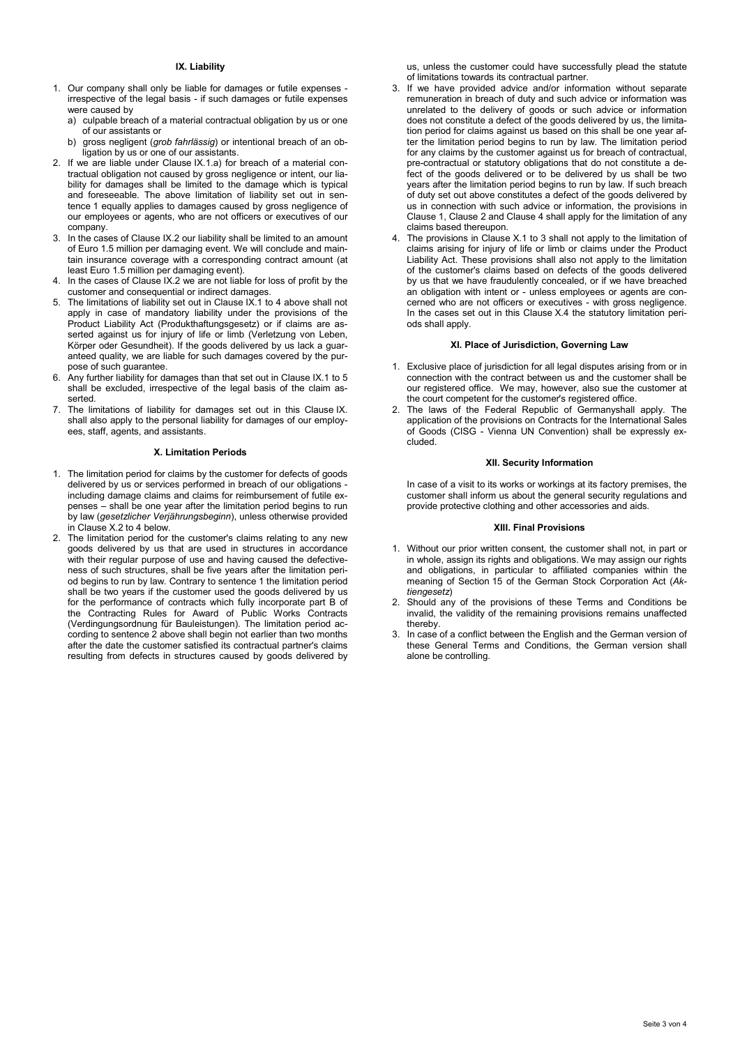## IX. Liability

1. Our company shall only be liable for damages or futile expenses - irrespective of the legal basis - if such damages or futile expenses were caused by
   a) culpable breach of a material contractual obligation by us or one of our assistants or
   b) gross negligent (*grob fahrlässig*) or intentional breach of an obligation by us or one of our assistants.
2. If we are liable under Clause IX.1.a) for breach of a material contractual obligation not caused by gross negligence or intent, our liability for damages shall be limited to the damage which is typical and foreseeable. The above limitation of liability set out in sentence 1 equally applies to damages caused by gross negligence of our employees or agents, who are not officers or executives of our company.
3. In the cases of Clause IX.2 our liability shall be limited to an amount of Euro 1.5 million per damaging event. We will conclude and maintain insurance coverage with a corresponding contract amount (at least Euro 1.5 million per damaging event).
4. In the cases of Clause IX.2 we are not liable for loss of profit by the customer and consequential or indirect damages.
5. The limitations of liability set out in Clause IX.1 to 4 above shall not apply in case of mandatory liability under the provisions of the Product Liability Act (Produkthaftungsgesetz) or if claims are asserted against us for injury of life or limb (Verletzung von Leben, Körper oder Gesundheit). If the goods delivered by us lack a guaranteed quality, we are liable for such damages covered by the purpose of such guarantee.
6. Any further liability for damages than that set out in Clause IX.1 to 5 shall be excluded, irrespective of the legal basis of the claim asserted.
7. The limitations of liability for damages set out in this Clause IX. shall also apply to the personal liability for damages of our employees, staff, agents, and assistants.

## X. Limitation Periods

1. The limitation period for claims by the customer for defects of goods delivered by us or services performed in breach of our obligations - including damage claims and claims for reimbursement of futile expenses – shall be one year after the limitation period begins to run by law (*gesetzlicher Verjährungsbeginn*), unless otherwise provided in Clause X.2 to 4 below.
2. The limitation period for the customer's claims relating to any new goods delivered by us that are used in structures in accordance with their regular purpose of use and having caused the defectiveness of such structures, shall be five years after the limitation period begins to run by law. Contrary to sentence 1 the limitation period shall be two years if the customer used the goods delivered by us for the performance of contracts which fully incorporate part B of the Contracting Rules for Award of Public Works Contracts (Verdingungsordnung für Bauleistungen). The limitation period according to sentence 2 above shall begin not earlier than two months after the date the customer satisfied its contractual partner's claims resulting from defects in structures caused by goods delivered by us, unless the customer could have successfully plead the statute of limitations towards its contractual partner.
3. If we have provided advice and/or information without separate remuneration in breach of duty and such advice or information was unrelated to the delivery of goods or such advice or information does not constitute a defect of the goods delivered by us, the limitation period for claims against us based on this shall be one year after the limitation period begins to run by law. The limitation period for any claims by the customer against us for breach of contractual, pre-contractual or statutory obligations that do not constitute a defect of the goods delivered or to be delivered by us shall be two years after the limitation period begins to run by law. If such breach of duty set out above constitutes a defect of the goods delivered by us in connection with such advice or information, the provisions in Clause 1, Clause 2 and Clause 4 shall apply for the limitation of any claims based thereupon.
4. The provisions in Clause X.1 to 3 shall not apply to the limitation of claims arising for injury of life or limb or claims under the Product Liability Act. These provisions shall also not apply to the limitation of the customer's claims based on defects of the goods delivered by us that we have fraudulently concealed, or if we have breached an obligation with intent or - unless employees or agents are concerned who are not officers or executives - with gross negligence. In the cases set out in this Clause X.4 the statutory limitation periods shall apply.

## XI. Place of Jurisdiction, Governing Law

1. Exclusive place of jurisdiction for all legal disputes arising from or in connection with the contract between us and the customer shall be our registered office. We may, however, also sue the customer at the court competent for the customer's registered office.
2. The laws of the Federal Republic of Germanyshall apply. The application of the provisions on Contracts for the International Sales of Goods (CISG - Vienna UN Convention) shall be expressly excluded.

## XII. Security Information

In case of a visit to its works or workings at its factory premises, the customer shall inform us about the general security regulations and provide protective clothing and other accessories and aids.

## XIII. Final Provisions

1. Without our prior written consent, the customer shall not, in part or in whole, assign its rights and obligations. We may assign our rights and obligations, in particular to affiliated companies within the meaning of Section 15 of the German Stock Corporation Act (*Aktiengesetz*)
2. Should any of the provisions of these Terms and Conditions be invalid, the validity of the remaining provisions remains unaffected thereby.
3. In case of a conflict between the English and the German version of these General Terms and Conditions, the German version shall alone be controlling.